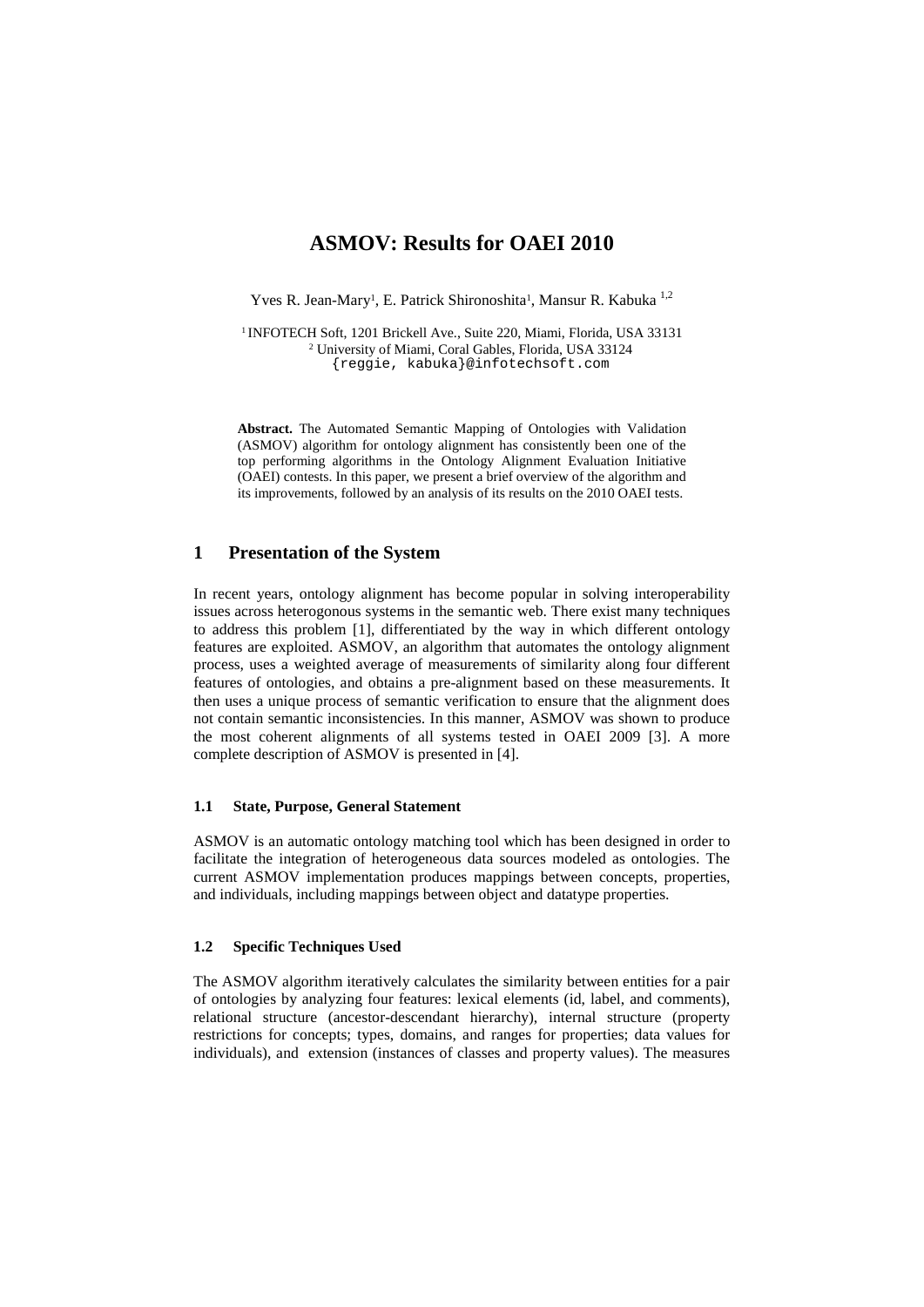# ASMOV: Results for OAEI 2010

Yves R. Jean-Mary[1], E. Patrick Shironoshita[1], Mansur R. Kabuka [1,2]

[1] INFOTECH Soft, 1201 Brickell Ave., Suite 220, Miami, Florida, USA 33131
[2] University of Miami, Coral Gables, Florida, USA 33124
{reggie, kabuka}@infotechsoft.com

**Abstract.** The Automated Semantic Mapping of Ontologies with Validation (ASMOV) algorithm for ontology alignment has consistently been one of the top performing algorithms in the Ontology Alignment Evaluation Initiative (OAEI) contests. In this paper, we present a brief overview of the algorithm and its improvements, followed by an analysis of its results on the 2010 OAEI tests.

## 1 Presentation of the System

In recent years, ontology alignment has become popular in solving interoperability issues across heterogonous systems in the semantic web. There exist many techniques to address this problem [1], differentiated by the way in which different ontology features are exploited. ASMOV, an algorithm that automates the ontology alignment process, uses a weighted average of measurements of similarity along four different features of ontologies, and obtains a pre-alignment based on these measurements. It then uses a unique process of semantic verification to ensure that the alignment does not contain semantic inconsistencies. In this manner, ASMOV was shown to produce the most coherent alignments of all systems tested in OAEI 2009 [3]. A more complete description of ASMOV is presented in [4].

### 1.1 State, Purpose, General Statement

ASMOV is an automatic ontology matching tool which has been designed in order to facilitate the integration of heterogeneous data sources modeled as ontologies. The current ASMOV implementation produces mappings between concepts, properties, and individuals, including mappings between object and datatype properties.

### 1.2 Specific Techniques Used

The ASMOV algorithm iteratively calculates the similarity between entities for a pair of ontologies by analyzing four features: lexical elements (id, label, and comments), relational structure (ancestor-descendant hierarchy), internal structure (property restrictions for concepts; types, domains, and ranges for properties; data values for individuals), and extension (instances of classes and property values). The measures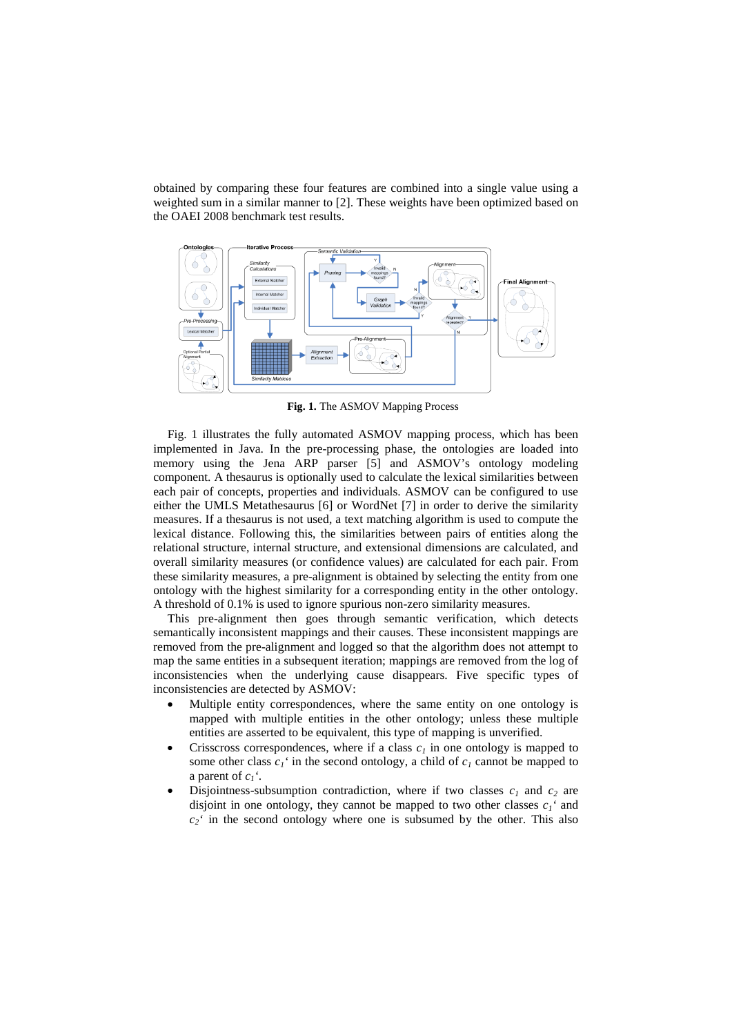obtained by comparing these four features are combined into a single value using a weighted sum in a similar manner to [2]. These weights have been optimized based on the OAEI 2008 benchmark test results.

Ontologies

Iterative Process

Semantic Validation

Similarity Calculations

External Matcher

Internal Matcher

Individual Matcher

Pruning

Invalid mappings found?

Y

N

Alignment

Graph Validation

Invalid mappings found?

N

Y

Final Alignment

Pre-Processing

Lexical Matcher

Alignment repeated?

Y

N

Pre-Alignment

Optional Partial Alignment

Alignment Extraction

Similarity Matrices

**Fig. 1.** The ASMOV Mapping Process

Fig. 1 illustrates the fully automated ASMOV mapping process, which has been implemented in Java. In the pre-processing phase, the ontologies are loaded into memory using the Jena ARP parser [5] and ASMOV's ontology modeling component. A thesaurus is optionally used to calculate the lexical similarities between each pair of concepts, properties and individuals. ASMOV can be configured to use either the UMLS Metathesaurus [6] or WordNet [7] in order to derive the similarity measures. If a thesaurus is not used, a text matching algorithm is used to compute the lexical distance. Following this, the similarities between pairs of entities along the relational structure, internal structure, and extensional dimensions are calculated, and overall similarity measures (or confidence values) are calculated for each pair. From these similarity measures, a pre-alignment is obtained by selecting the entity from one ontology with the highest similarity for a corresponding entity in the other ontology. A threshold of 0.1% is used to ignore spurious non-zero similarity measures.

This pre-alignment then goes through semantic verification, which detects semantically inconsistent mappings and their causes. These inconsistent mappings are removed from the pre-alignment and logged so that the algorithm does not attempt to map the same entities in a subsequent iteration; mappings are removed from the log of inconsistencies when the underlying cause disappears. Five specific types of inconsistencies are detected by ASMOV:

- Multiple entity correspondences, where the same entity on one ontology is mapped with multiple entities in the other ontology; unless these multiple entities are asserted to be equivalent, this type of mapping is unverified.
- Crisscross correspondences, where if a class $c_1$ in one ontology is mapped to some other class $c_1'$ in the second ontology, a child of $c_1$ cannot be mapped to a parent of $c_1'$.
- Disjointness-subsumption contradiction, where if two classes $c_1$ and $c_2$ are disjoint in one ontology, they cannot be mapped to two other classes $c_1'$ and $c_2'$ in the second ontology where one is subsumed by the other. This also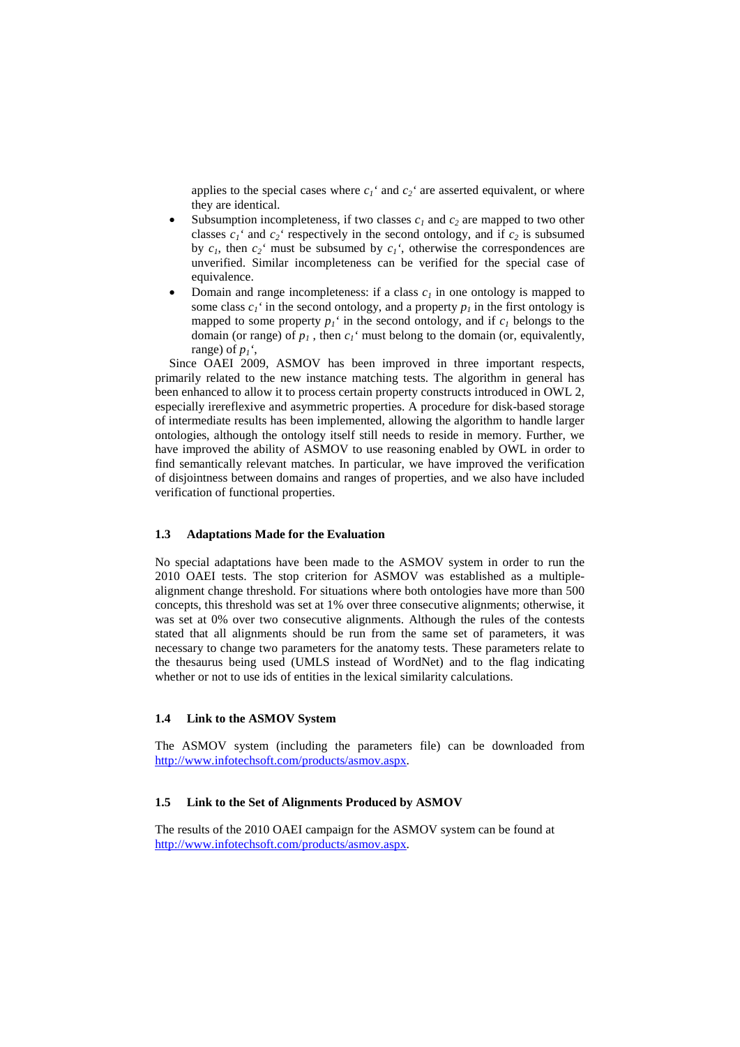applies to the special cases where $c_1$' and $c_2$' are asserted equivalent, or where they are identical.

- Subsumption incompleteness, if two classes $c_1$ and $c_2$ are mapped to two other classes $c_1$' and $c_2$' respectively in the second ontology, and if $c_2$ is subsumed by $c_1$, then $c_2$' must be subsumed by $c_1$', otherwise the correspondences are unverified. Similar incompleteness can be verified for the special case of equivalence.
- Domain and range incompleteness: if a class $c_1$ in one ontology is mapped to some class $c_1$' in the second ontology, and a property $p_1$ in the first ontology is mapped to some property $p_1$' in the second ontology, and if $c_1$ belongs to the domain (or range) of $p_1$ , then $c_1$' must belong to the domain (or, equivalently, range) of $p_1$',

Since OAEI 2009, ASMOV has been improved in three important respects, primarily related to the new instance matching tests. The algorithm in general has been enhanced to allow it to process certain property constructs introduced in OWL 2, especially irereflexive and asymmetric properties. A procedure for disk-based storage of intermediate results has been implemented, allowing the algorithm to handle larger ontologies, although the ontology itself still needs to reside in memory. Further, we have improved the ability of ASMOV to use reasoning enabled by OWL in order to find semantically relevant matches. In particular, we have improved the verification of disjointness between domains and ranges of properties, and we also have included verification of functional properties.

### 1.3 Adaptations Made for the Evaluation

No special adaptations have been made to the ASMOV system in order to run the 2010 OAEI tests. The stop criterion for ASMOV was established as a multiple-alignment change threshold. For situations where both ontologies have more than 500 concepts, this threshold was set at 1% over three consecutive alignments; otherwise, it was set at 0% over two consecutive alignments. Although the rules of the contests stated that all alignments should be run from the same set of parameters, it was necessary to change two parameters for the anatomy tests. These parameters relate to the thesaurus being used (UMLS instead of WordNet) and to the flag indicating whether or not to use ids of entities in the lexical similarity calculations.

### 1.4 Link to the ASMOV System

The ASMOV system (including the parameters file) can be downloaded from http://www.infotechsoft.com/products/asmov.aspx.

### 1.5 Link to the Set of Alignments Produced by ASMOV

The results of the 2010 OAEI campaign for the ASMOV system can be found at http://www.infotechsoft.com/products/asmov.aspx.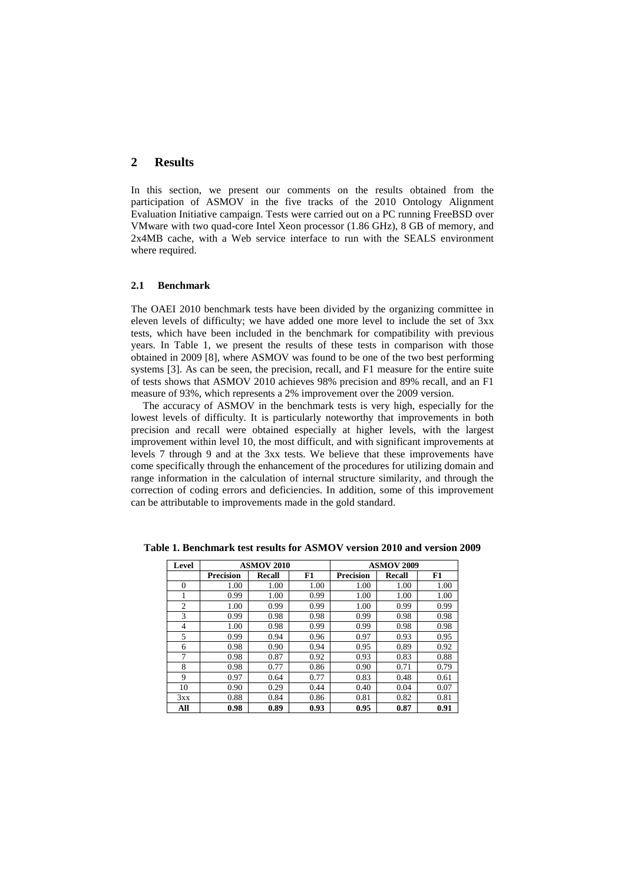## 2 Results

In this section, we present our comments on the results obtained from the participation of ASMOV in the five tracks of the 2010 Ontology Alignment Evaluation Initiative campaign. Tests were carried out on a PC running FreeBSD over VMware with two quad-core Intel Xeon processor (1.86 GHz), 8 GB of memory, and 2x4MB cache, with a Web service interface to run with the SEALS environment where required.

### 2.1 Benchmark

The OAEI 2010 benchmark tests have been divided by the organizing committee in eleven levels of difficulty; we have added one more level to include the set of 3xx tests, which have been included in the benchmark for compatibility with previous years. In Table 1, we present the results of these tests in comparison with those obtained in 2009 [8], where ASMOV was found to be one of the two best performing systems [3]. As can be seen, the precision, recall, and F1 measure for the entire suite of tests shows that ASMOV 2010 achieves 98% precision and 89% recall, and an F1 measure of 93%, which represents a 2% improvement over the 2009 version.

The accuracy of ASMOV in the benchmark tests is very high, especially for the lowest levels of difficulty. It is particularly noteworthy that improvements in both precision and recall were obtained especially at higher levels, with the largest improvement within level 10, the most difficult, and with significant improvements at levels 7 through 9 and at the 3xx tests. We believe that these improvements have come specifically through the enhancement of the procedures for utilizing domain and range information in the calculation of internal structure similarity, and through the correction of coding errors and deficiencies. In addition, some of this improvement can be attributable to improvements made in the gold standard.

**Table 1. Benchmark test results for ASMOV version 2010 and version 2009**

| Level | ASMOV 2010 | | | ASMOV 2009 | | |
|---|---|---|---|---|---|---|
| | Precision | Recall | F1 | Precision | Recall | F1 |
| 0 | 1.00 | 1.00 | 1.00 | 1.00 | 1.00 | 1.00 |
| 1 | 0.99 | 1.00 | 0.99 | 1.00 | 1.00 | 1.00 |
| 2 | 1.00 | 0.99 | 0.99 | 1.00 | 0.99 | 0.99 |
| 3 | 0.99 | 0.98 | 0.98 | 0.99 | 0.98 | 0.98 |
| 4 | 1.00 | 0.98 | 0.99 | 0.99 | 0.98 | 0.98 |
| 5 | 0.99 | 0.94 | 0.96 | 0.97 | 0.93 | 0.95 |
| 6 | 0.98 | 0.90 | 0.94 | 0.95 | 0.89 | 0.92 |
| 7 | 0.98 | 0.87 | 0.92 | 0.93 | 0.83 | 0.88 |
| 8 | 0.98 | 0.77 | 0.86 | 0.90 | 0.71 | 0.79 |
| 9 | 0.97 | 0.64 | 0.77 | 0.83 | 0.48 | 0.61 |
| 10 | 0.90 | 0.29 | 0.44 | 0.40 | 0.04 | 0.07 |
| 3xx | 0.88 | 0.84 | 0.86 | 0.81 | 0.82 | 0.81 |
| **All** | **0.98** | **0.89** | **0.93** | **0.95** | **0.87** | **0.91** |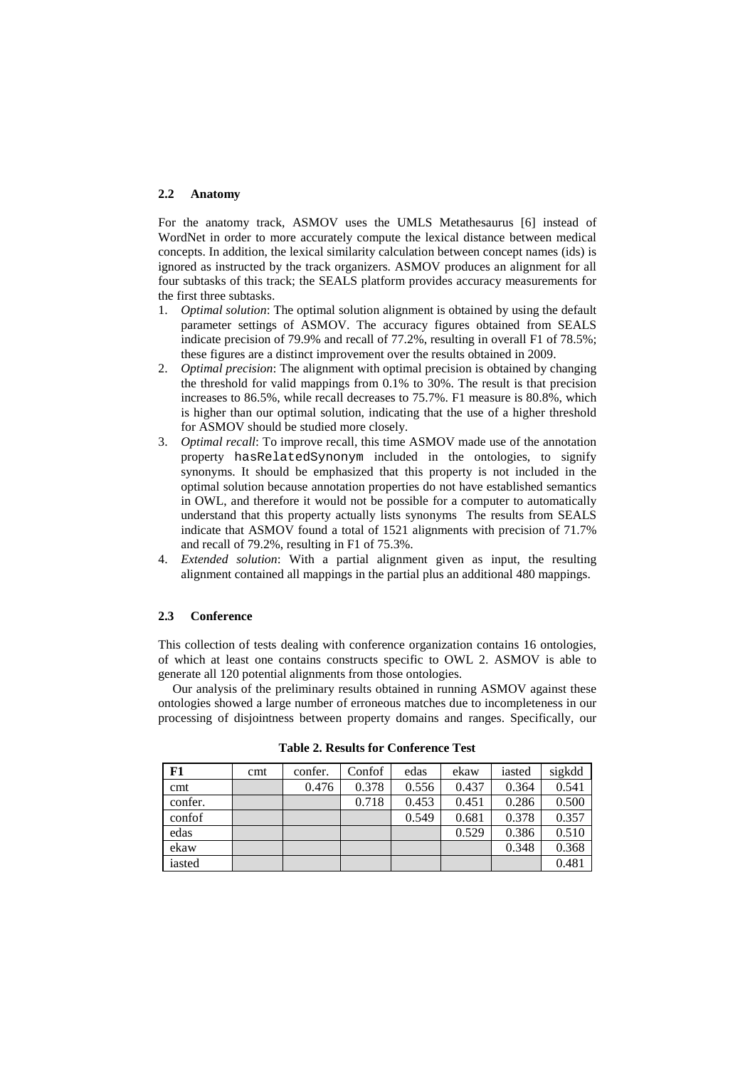### 2.2 Anatomy

For the anatomy track, ASMOV uses the UMLS Metathesaurus [6] instead of WordNet in order to more accurately compute the lexical distance between medical concepts. In addition, the lexical similarity calculation between concept names (ids) is ignored as instructed by the track organizers. ASMOV produces an alignment for all four subtasks of this track; the SEALS platform provides accuracy measurements for the first three subtasks.

1. *Optimal solution*: The optimal solution alignment is obtained by using the default parameter settings of ASMOV. The accuracy figures obtained from SEALS indicate precision of 79.9% and recall of 77.2%, resulting in overall F1 of 78.5%; these figures are a distinct improvement over the results obtained in 2009.
2. *Optimal precision*: The alignment with optimal precision is obtained by changing the threshold for valid mappings from 0.1% to 30%. The result is that precision increases to 86.5%, while recall decreases to 75.7%. F1 measure is 80.8%, which is higher than our optimal solution, indicating that the use of a higher threshold for ASMOV should be studied more closely.
3. *Optimal recall*: To improve recall, this time ASMOV made use of the annotation property `hasRelatedSynonym` included in the ontologies, to signify synonyms. It should be emphasized that this property is not included in the optimal solution because annotation properties do not have established semantics in OWL, and therefore it would not be possible for a computer to automatically understand that this property actually lists synonyms The results from SEALS indicate that ASMOV found a total of 1521 alignments with precision of 71.7% and recall of 79.2%, resulting in F1 of 75.3%.
4. *Extended solution*: With a partial alignment given as input, the resulting alignment contained all mappings in the partial plus an additional 480 mappings.

### 2.3 Conference

This collection of tests dealing with conference organization contains 16 ontologies, of which at least one contains constructs specific to OWL 2. ASMOV is able to generate all 120 potential alignments from those ontologies.

Our analysis of the preliminary results obtained in running ASMOV against these ontologies showed a large number of erroneous matches due to incompleteness in our processing of disjointness between property domains and ranges. Specifically, our

**Table 2. Results for Conference Test**

| F1 | cmt | confer. | Confof | edas | ekaw | iasted | sigkdd |
|---|---|---|---|---|---|---|---|
| cmt | | 0.476 | 0.378 | 0.556 | 0.437 | 0.364 | 0.541 |
| confer. | | | 0.718 | 0.453 | 0.451 | 0.286 | 0.500 |
| confof | | | | 0.549 | 0.681 | 0.378 | 0.357 |
| edas | | | | | 0.529 | 0.386 | 0.510 |
| ekaw | | | | | | 0.348 | 0.368 |
| iasted | | | | | | | 0.481 |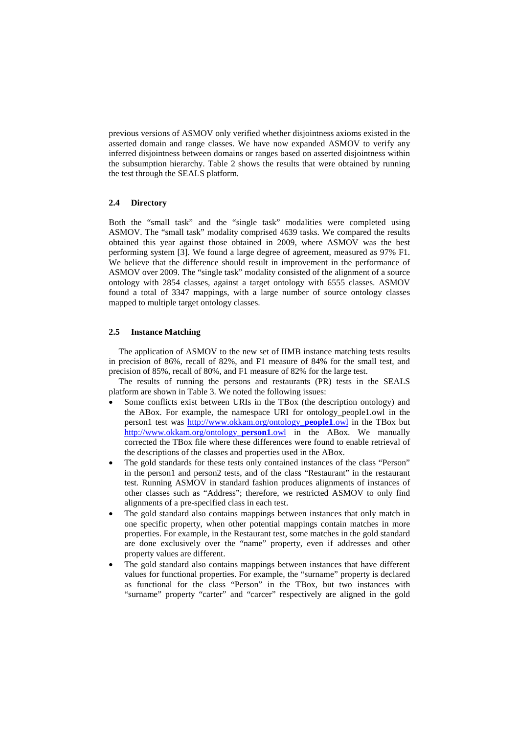previous versions of ASMOV only verified whether disjointness axioms existed in the asserted domain and range classes. We have now expanded ASMOV to verify any inferred disjointness between domains or ranges based on asserted disjointness within the subsumption hierarchy. Table 2 shows the results that were obtained by running the test through the SEALS platform.

### 2.4 Directory

Both the "small task" and the "single task" modalities were completed using ASMOV. The "small task" modality comprised 4639 tasks. We compared the results obtained this year against those obtained in 2009, where ASMOV was the best performing system [3]. We found a large degree of agreement, measured as 97% F1. We believe that the difference should result in improvement in the performance of ASMOV over 2009. The "single task" modality consisted of the alignment of a source ontology with 2854 classes, against a target ontology with 6555 classes. ASMOV found a total of 3347 mappings, with a large number of source ontology classes mapped to multiple target ontology classes.

### 2.5 Instance Matching

The application of ASMOV to the new set of IIMB instance matching tests results in precision of 86%, recall of 82%, and F1 measure of 84% for the small test, and precision of 85%, recall of 80%, and F1 measure of 82% for the large test.

The results of running the persons and restaurants (PR) tests in the SEALS platform are shown in Table 3. We noted the following issues:

- Some conflicts exist between URIs in the TBox (the description ontology) and the ABox. For example, the namespace URI for ontology_people1.owl in the person1 test was http://www.okkam.org/ontology_**people1**.owl in the TBox but http://www.okkam.org/ontology_**person1**.owl in the ABox. We manually corrected the TBox file where these differences were found to enable retrieval of the descriptions of the classes and properties used in the ABox.
- The gold standards for these tests only contained instances of the class "Person" in the person1 and person2 tests, and of the class "Restaurant" in the restaurant test. Running ASMOV in standard fashion produces alignments of instances of other classes such as "Address"; therefore, we restricted ASMOV to only find alignments of a pre-specified class in each test.
- The gold standard also contains mappings between instances that only match in one specific property, when other potential mappings contain matches in more properties. For example, in the Restaurant test, some matches in the gold standard are done exclusively over the "name" property, even if addresses and other property values are different.
- The gold standard also contains mappings between instances that have different values for functional properties. For example, the "surname" property is declared as functional for the class "Person" in the TBox, but two instances with "surname" property "carter" and "carcer" respectively are aligned in the gold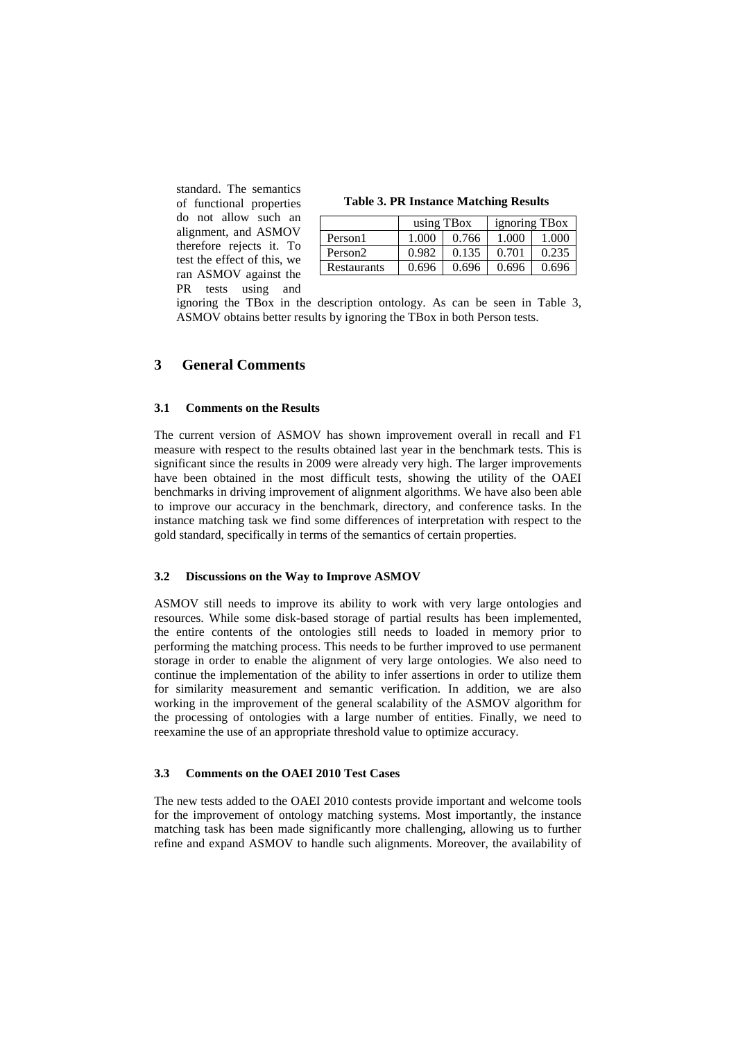standard. The semantics of functional properties do not allow such an alignment, and ASMOV therefore rejects it. To test the effect of this, we ran ASMOV against the PR tests using and ignoring the TBox in the description ontology. As can be seen in Table 3, ASMOV obtains better results by ignoring the TBox in both Person tests.

**Table 3. PR Instance Matching Results**

| | using TBox | | ignoring TBox | |
|---|---|---|---|---|
| Person1 | 1.000 | 0.766 | 1.000 | 1.000 |
| Person2 | 0.982 | 0.135 | 0.701 | 0.235 |
| Restaurants | 0.696 | 0.696 | 0.696 | 0.696 |

## 3 General Comments

### 3.1 Comments on the Results

The current version of ASMOV has shown improvement overall in recall and F1 measure with respect to the results obtained last year in the benchmark tests. This is significant since the results in 2009 were already very high. The larger improvements have been obtained in the most difficult tests, showing the utility of the OAEI benchmarks in driving improvement of alignment algorithms. We have also been able to improve our accuracy in the benchmark, directory, and conference tasks. In the instance matching task we find some differences of interpretation with respect to the gold standard, specifically in terms of the semantics of certain properties.

### 3.2 Discussions on the Way to Improve ASMOV

ASMOV still needs to improve its ability to work with very large ontologies and resources. While some disk-based storage of partial results has been implemented, the entire contents of the ontologies still needs to loaded in memory prior to performing the matching process. This needs to be further improved to use permanent storage in order to enable the alignment of very large ontologies. We also need to continue the implementation of the ability to infer assertions in order to utilize them for similarity measurement and semantic verification. In addition, we are also working in the improvement of the general scalability of the ASMOV algorithm for the processing of ontologies with a large number of entities. Finally, we need to reexamine the use of an appropriate threshold value to optimize accuracy.

### 3.3 Comments on the OAEI 2010 Test Cases

The new tests added to the OAEI 2010 contests provide important and welcome tools for the improvement of ontology matching systems. Most importantly, the instance matching task has been made significantly more challenging, allowing us to further refine and expand ASMOV to handle such alignments. Moreover, the availability of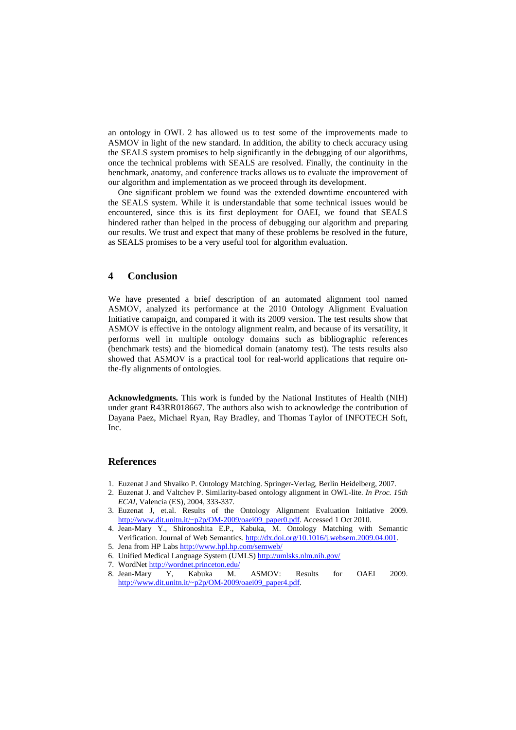an ontology in OWL 2 has allowed us to test some of the improvements made to ASMOV in light of the new standard. In addition, the ability to check accuracy using the SEALS system promises to help significantly in the debugging of our algorithms, once the technical problems with SEALS are resolved. Finally, the continuity in the benchmark, anatomy, and conference tracks allows us to evaluate the improvement of our algorithm and implementation as we proceed through its development.

One significant problem we found was the extended downtime encountered with the SEALS system. While it is understandable that some technical issues would be encountered, since this is its first deployment for OAEI, we found that SEALS hindered rather than helped in the process of debugging our algorithm and preparing our results. We trust and expect that many of these problems be resolved in the future, as SEALS promises to be a very useful tool for algorithm evaluation.

## 4 Conclusion

We have presented a brief description of an automated alignment tool named ASMOV, analyzed its performance at the 2010 Ontology Alignment Evaluation Initiative campaign, and compared it with its 2009 version. The test results show that ASMOV is effective in the ontology alignment realm, and because of its versatility, it performs well in multiple ontology domains such as bibliographic references (benchmark tests) and the biomedical domain (anatomy test). The tests results also showed that ASMOV is a practical tool for real-world applications that require on-the-fly alignments of ontologies.

**Acknowledgments.** This work is funded by the National Institutes of Health (NIH) under grant R43RR018667. The authors also wish to acknowledge the contribution of Dayana Paez, Michael Ryan, Ray Bradley, and Thomas Taylor of INFOTECH Soft, Inc.

## References

1. Euzenat J and Shvaiko P. Ontology Matching. Springer-Verlag, Berlin Heidelberg, 2007.
2. Euzenat J. and Valtchev P. Similarity-based ontology alignment in OWL-lite. *In Proc. 15th ECAI*, Valencia (ES), 2004, 333-337.
3. Euzenat J, et.al. Results of the Ontology Alignment Evaluation Initiative 2009. http://www.dit.unitn.it/~p2p/OM-2009/oaei09_paper0.pdf. Accessed 1 Oct 2010.
4. Jean-Mary Y., Shironoshita E.P., Kabuka, M. Ontology Matching with Semantic Verification. Journal of Web Semantics. http://dx.doi.org/10.1016/j.websem.2009.04.001.
5. Jena from HP Labs http://www.hpl.hp.com/semweb/
6. Unified Medical Language System (UMLS) http://umlsks.nlm.nih.gov/
7. WordNet http://wordnet.princeton.edu/
8. Jean-Mary Y, Kabuka M. ASMOV: Results for OAEI 2009. http://www.dit.unitn.it/~p2p/OM-2009/oaei09_paper4.pdf.